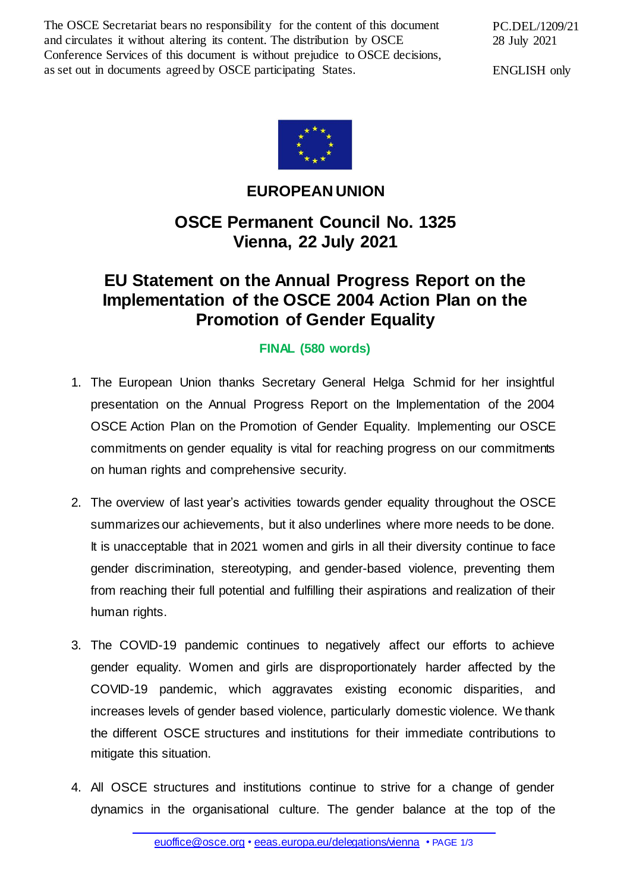The OSCE Secretariat bears no responsibility for the content of this document and circulates it without altering its content. The distribution by OSCE Conference Services of this document is without prejudice to OSCE decisions, as set out in documents agreed by OSCE participating States.

PC.DEL/1209/21
28 July 2021

ENGLISH only

# EUROPEAN UNION

## OSCE Permanent Council No. 1325
## Vienna, 22 July 2021

## EU Statement on the Annual Progress Report on the Implementation of the OSCE 2004 Action Plan on the Promotion of Gender Equality

**FINAL (580 words)**

1. The European Union thanks Secretary General Helga Schmid for her insightful presentation on the Annual Progress Report on the Implementation of the 2004 OSCE Action Plan on the Promotion of Gender Equality. Implementing our OSCE commitments on gender equality is vital for reaching progress on our commitments on human rights and comprehensive security.

2. The overview of last year's activities towards gender equality throughout the OSCE summarizes our achievements, but it also underlines where more needs to be done. It is unacceptable that in 2021 women and girls in all their diversity continue to face gender discrimination, stereotyping, and gender-based violence, preventing them from reaching their full potential and fulfilling their aspirations and realization of their human rights.

3. The COVID-19 pandemic continues to negatively affect our efforts to achieve gender equality. Women and girls are disproportionately harder affected by the COVID-19 pandemic, which aggravates existing economic disparities, and increases levels of gender based violence, particularly domestic violence. We thank the different OSCE structures and institutions for their immediate contributions to mitigate this situation.

4. All OSCE structures and institutions continue to strive for a change of gender dynamics in the organisational culture. The gender balance at the top of the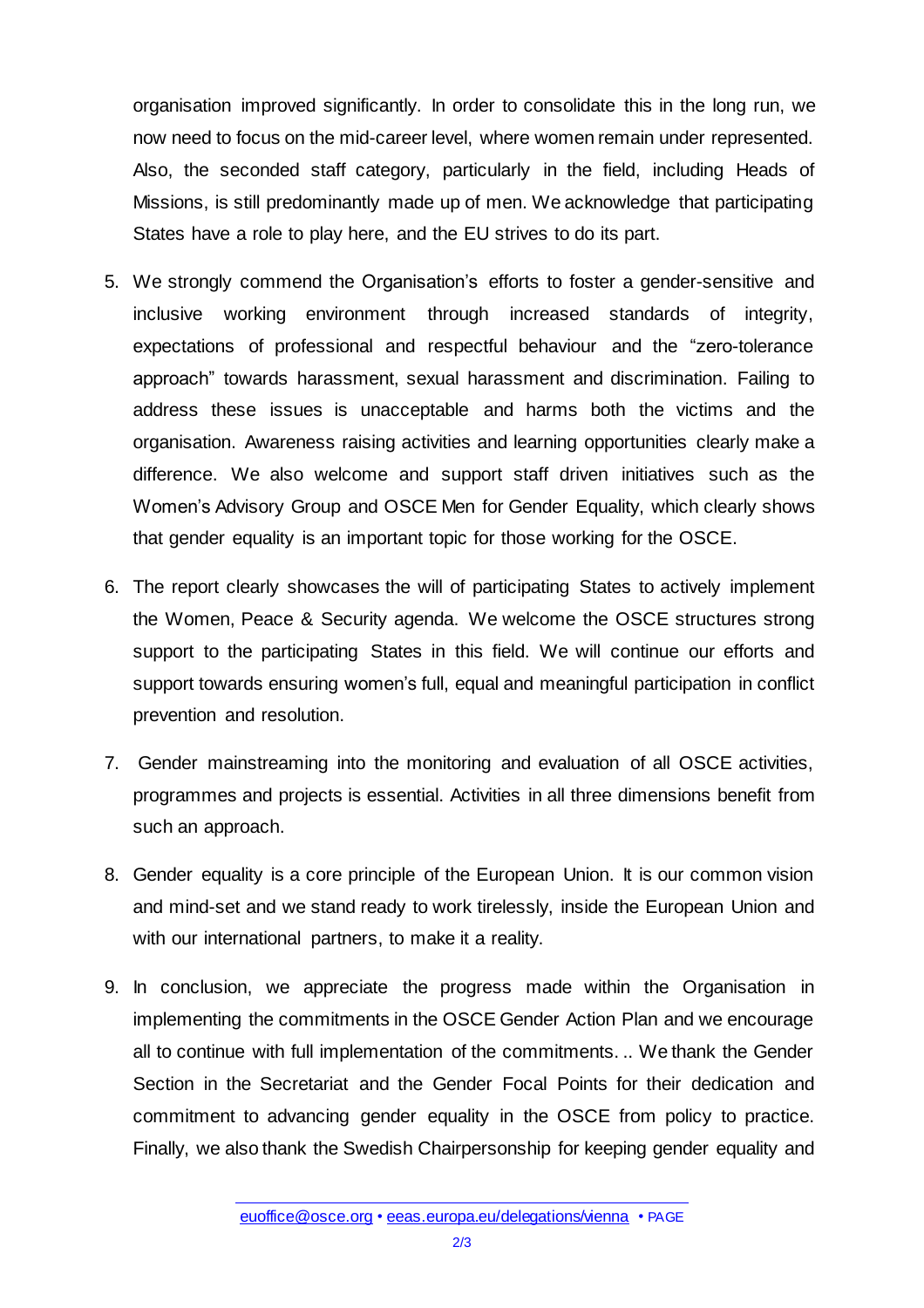organisation improved significantly. In order to consolidate this in the long run, we now need to focus on the mid-career level, where women remain under represented. Also, the seconded staff category, particularly in the field, including Heads of Missions, is still predominantly made up of men. We acknowledge that participating States have a role to play here, and the EU strives to do its part.

5. We strongly commend the Organisation's efforts to foster a gender-sensitive and inclusive working environment through increased standards of integrity, expectations of professional and respectful behaviour and the "zero-tolerance approach" towards harassment, sexual harassment and discrimination. Failing to address these issues is unacceptable and harms both the victims and the organisation. Awareness raising activities and learning opportunities clearly make a difference. We also welcome and support staff driven initiatives such as the Women's Advisory Group and OSCE Men for Gender Equality, which clearly shows that gender equality is an important topic for those working for the OSCE.

6. The report clearly showcases the will of participating States to actively implement the Women, Peace & Security agenda. We welcome the OSCE structures strong support to the participating States in this field. We will continue our efforts and support towards ensuring women's full, equal and meaningful participation in conflict prevention and resolution.

7. Gender mainstreaming into the monitoring and evaluation of all OSCE activities, programmes and projects is essential. Activities in all three dimensions benefit from such an approach.

8. Gender equality is a core principle of the European Union. It is our common vision and mind-set and we stand ready to work tirelessly, inside the European Union and with our international partners, to make it a reality.

9. In conclusion, we appreciate the progress made within the Organisation in implementing the commitments in the OSCE Gender Action Plan and we encourage all to continue with full implementation of the commitments. .. We thank the Gender Section in the Secretariat and the Gender Focal Points for their dedication and commitment to advancing gender equality in the OSCE from policy to practice. Finally, we also thank the Swedish Chairpersonship for keeping gender equality and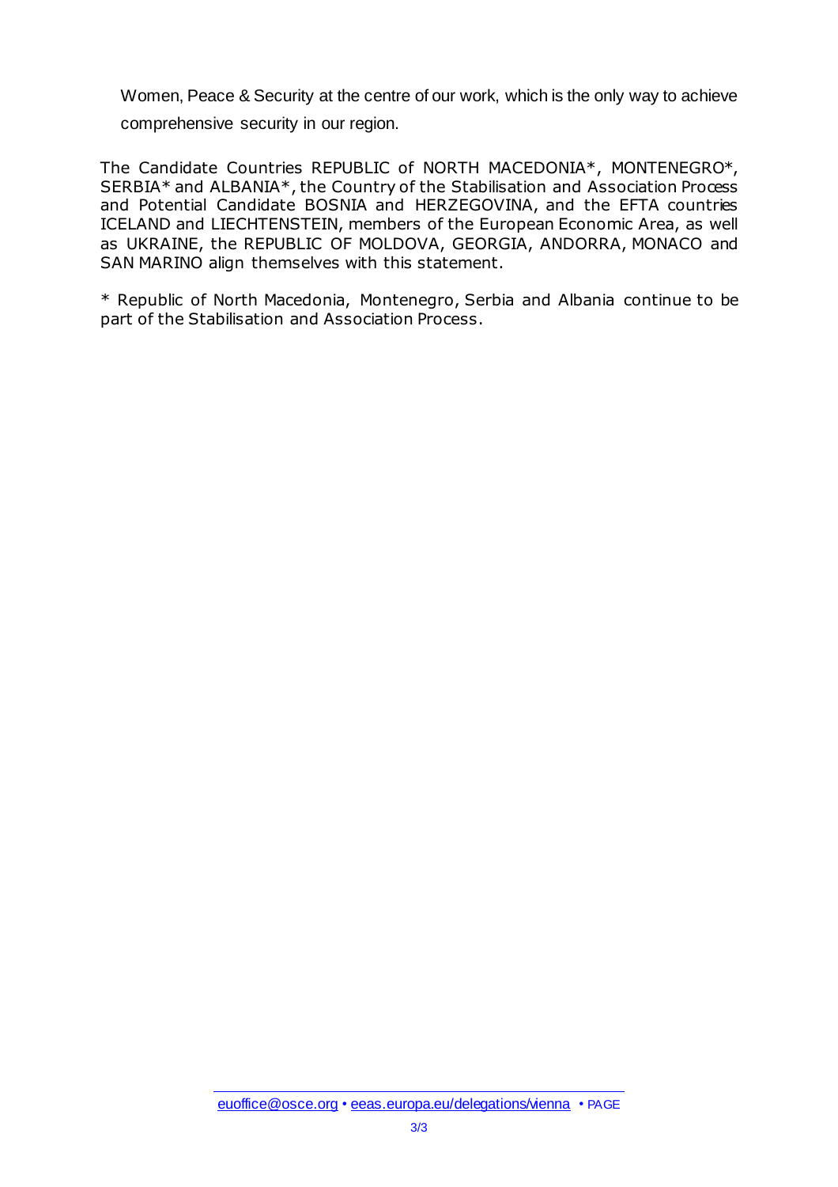Women, Peace & Security at the centre of our work, which is the only way to achieve comprehensive security in our region.

The Candidate Countries REPUBLIC of NORTH MACEDONIA*, MONTENEGRO*, SERBIA* and ALBANIA*, the Country of the Stabilisation and Association Process and Potential Candidate BOSNIA and HERZEGOVINA, and the EFTA countries ICELAND and LIECHTENSTEIN, members of the European Economic Area, as well as UKRAINE, the REPUBLIC OF MOLDOVA, GEORGIA, ANDORRA, MONACO and SAN MARINO align themselves with this statement.

* Republic of North Macedonia, Montenegro, Serbia and Albania continue to be part of the Stabilisation and Association Process.